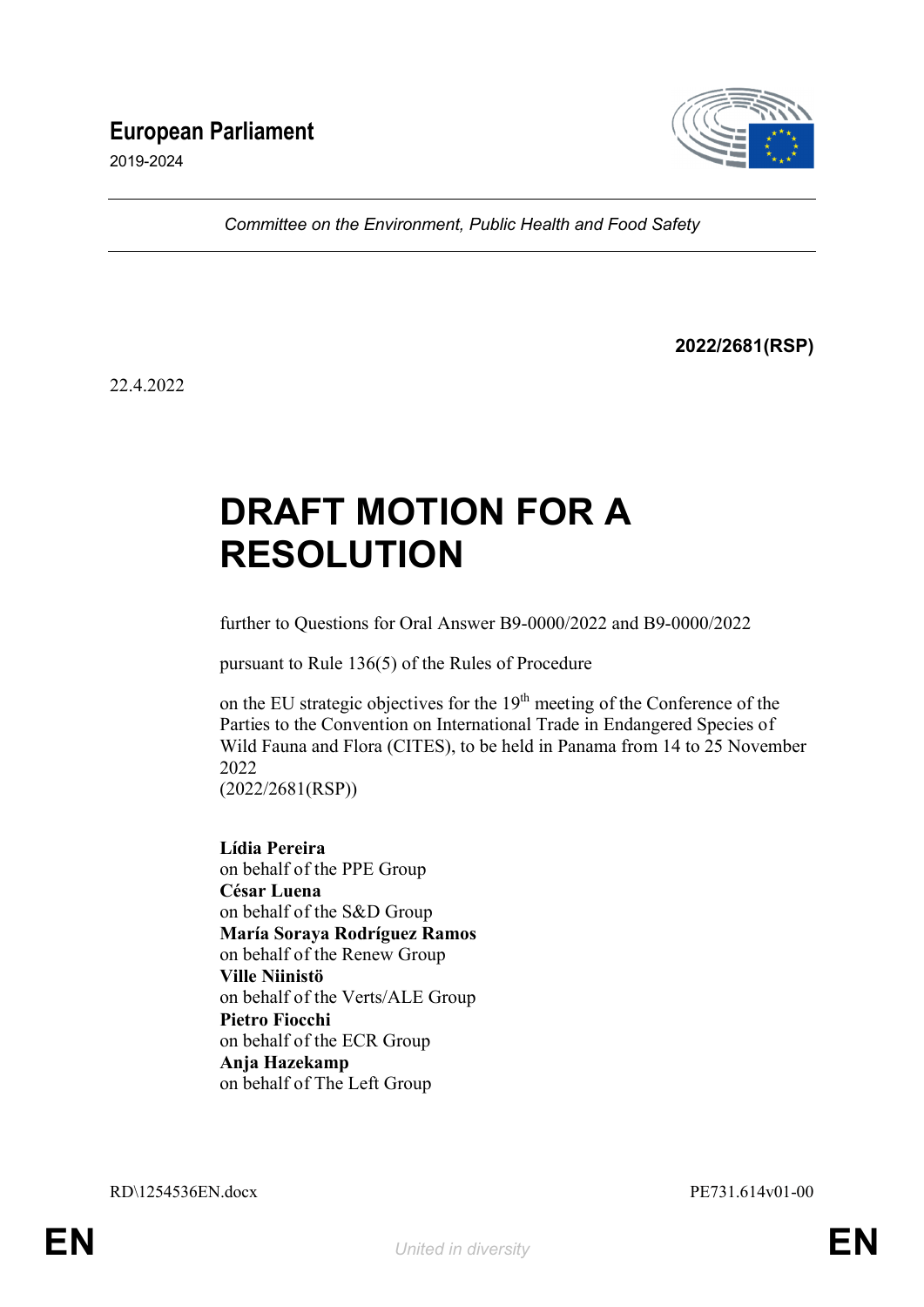**European Parliament**

2019-2024

*Committee on the Environment, Public Health and Food Safety*

**2022/2681(RSP)**

22.4.2022

# DRAFT MOTION FOR A RESOLUTION

further to Questions for Oral Answer B9-0000/2022 and B9-0000/2022

pursuant to Rule 136(5) of the Rules of Procedure

on the EU strategic objectives for the 19th meeting of the Conference of the Parties to the Convention on International Trade in Endangered Species of Wild Fauna and Flora (CITES), to be held in Panama from 14 to 25 November 2022
(2022/2681(RSP))

**Lídia Pereira**
on behalf of the PPE Group
**César Luena**
on behalf of the S&D Group
**María Soraya Rodríguez Ramos**
on behalf of the Renew Group
**Ville Niinistö**
on behalf of the Verts/ALE Group
**Pietro Fiocchi**
on behalf of the ECR Group
**Anja Hazekamp**
on behalf of The Left Group

RD\1254536EN.docx PE731.614v01-00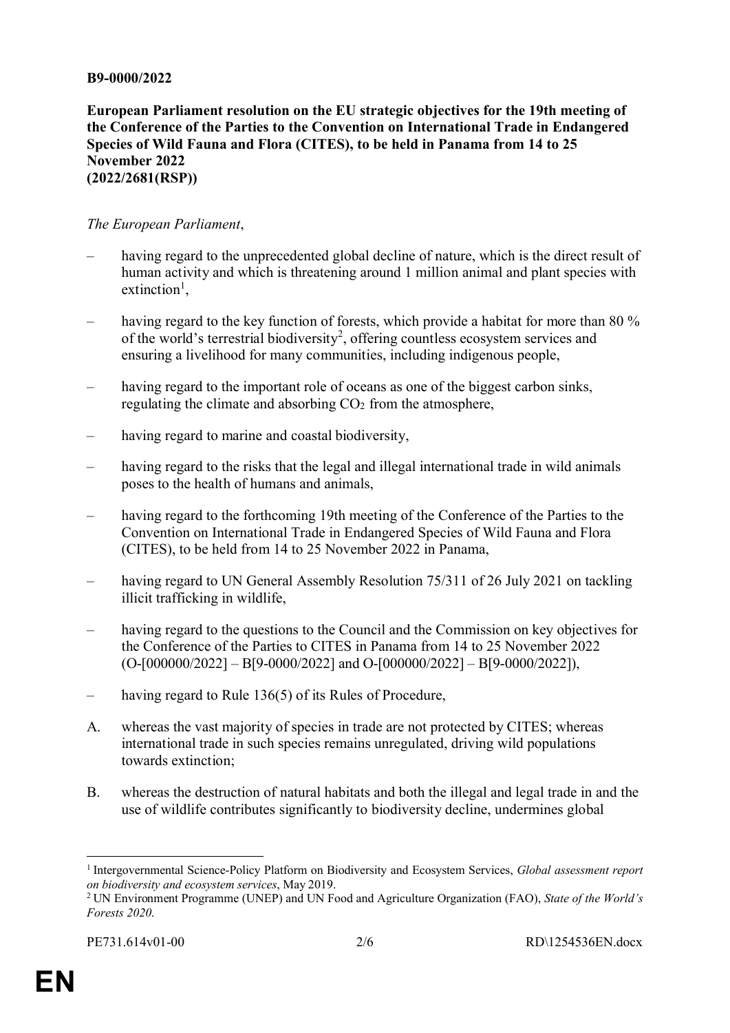**B9-0000/2022**

**European Parliament resolution on the EU strategic objectives for the 19th meeting of the Conference of the Parties to the Convention on International Trade in Endangered Species of Wild Fauna and Flora (CITES), to be held in Panama from 14 to 25 November 2022**
**(2022/2681(RSP))**

*The European Parliament*,

– having regard to the unprecedented global decline of nature, which is the direct result of human activity and which is threatening around 1 million animal and plant species with extinction[1],

– having regard to the key function of forests, which provide a habitat for more than 80 % of the world's terrestrial biodiversity[2], offering countless ecosystem services and ensuring a livelihood for many communities, including indigenous people,

– having regard to the important role of oceans as one of the biggest carbon sinks, regulating the climate and absorbing $CO_2$ from the atmosphere,

– having regard to marine and coastal biodiversity,

– having regard to the risks that the legal and illegal international trade in wild animals poses to the health of humans and animals,

– having regard to the forthcoming 19th meeting of the Conference of the Parties to the Convention on International Trade in Endangered Species of Wild Fauna and Flora (CITES), to be held from 14 to 25 November 2022 in Panama,

– having regard to UN General Assembly Resolution 75/311 of 26 July 2021 on tackling illicit trafficking in wildlife,

– having regard to the questions to the Council and the Commission on key objectives for the Conference of the Parties to CITES in Panama from 14 to 25 November 2022 (O-[000000/2022] – B[9-0000/2022] and O-[000000/2022] – B[9-0000/2022]),

– having regard to Rule 136(5) of its Rules of Procedure,

A. whereas the vast majority of species in trade are not protected by CITES; whereas international trade in such species remains unregulated, driving wild populations towards extinction;

B. whereas the destruction of natural habitats and both the illegal and legal trade in and the use of wildlife contributes significantly to biodiversity decline, undermines global

---

[1] Intergovernmental Science-Policy Platform on Biodiversity and Ecosystem Services, *Global assessment report on biodiversity and ecosystem services*, May 2019.

[2] UN Environment Programme (UNEP) and UN Food and Agriculture Organization (FAO), *State of the World's Forests 2020*.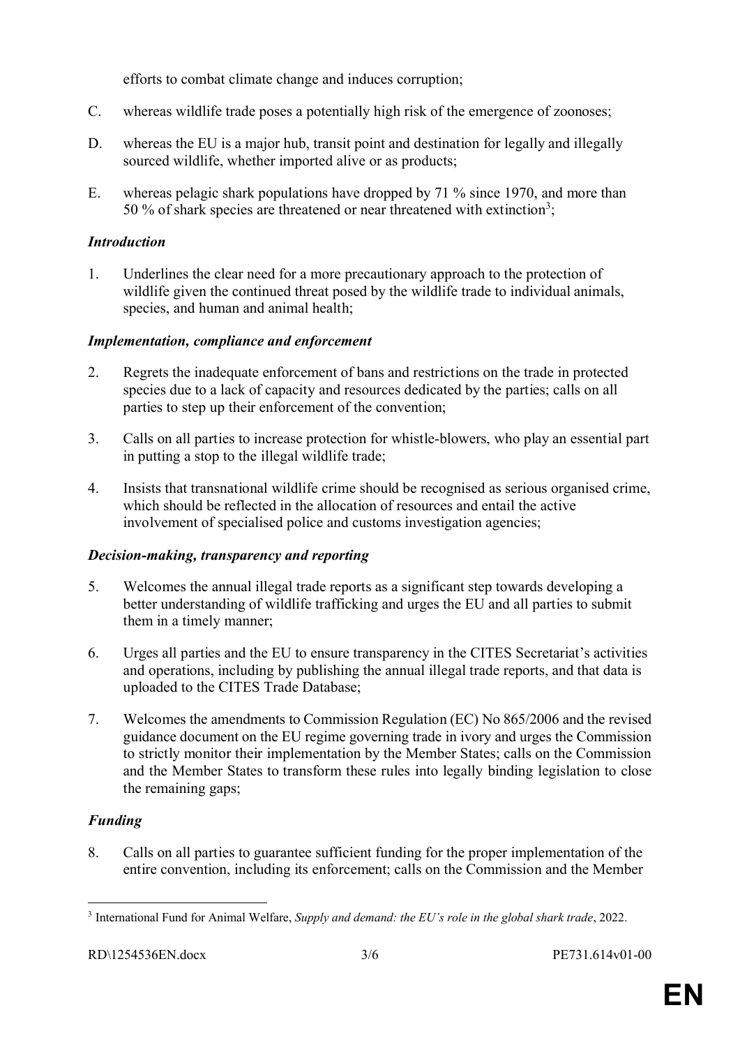efforts to combat climate change and induces corruption;

C. whereas wildlife trade poses a potentially high risk of the emergence of zoonoses;

D. whereas the EU is a major hub, transit point and destination for legally and illegally sourced wildlife, whether imported alive or as products;

E. whereas pelagic shark populations have dropped by 71 % since 1970, and more than 50 % of shark species are threatened or near threatened with extinction[3];

### *Introduction*

1. Underlines the clear need for a more precautionary approach to the protection of wildlife given the continued threat posed by the wildlife trade to individual animals, species, and human and animal health;

### *Implementation, compliance and enforcement*

2. Regrets the inadequate enforcement of bans and restrictions on the trade in protected species due to a lack of capacity and resources dedicated by the parties; calls on all parties to step up their enforcement of the convention;

3. Calls on all parties to increase protection for whistle-blowers, who play an essential part in putting a stop to the illegal wildlife trade;

4. Insists that transnational wildlife crime should be recognised as serious organised crime, which should be reflected in the allocation of resources and entail the active involvement of specialised police and customs investigation agencies;

### *Decision-making, transparency and reporting*

5. Welcomes the annual illegal trade reports as a significant step towards developing a better understanding of wildlife trafficking and urges the EU and all parties to submit them in a timely manner;

6. Urges all parties and the EU to ensure transparency in the CITES Secretariat's activities and operations, including by publishing the annual illegal trade reports, and that data is uploaded to the CITES Trade Database;

7. Welcomes the amendments to Commission Regulation (EC) No 865/2006 and the revised guidance document on the EU regime governing trade in ivory and urges the Commission to strictly monitor their implementation by the Member States; calls on the Commission and the Member States to transform these rules into legally binding legislation to close the remaining gaps;

### *Funding*

8. Calls on all parties to guarantee sufficient funding for the proper implementation of the entire convention, including its enforcement; calls on the Commission and the Member

---

[3] International Fund for Animal Welfare, *Supply and demand: the EU's role in the global shark trade*, 2022.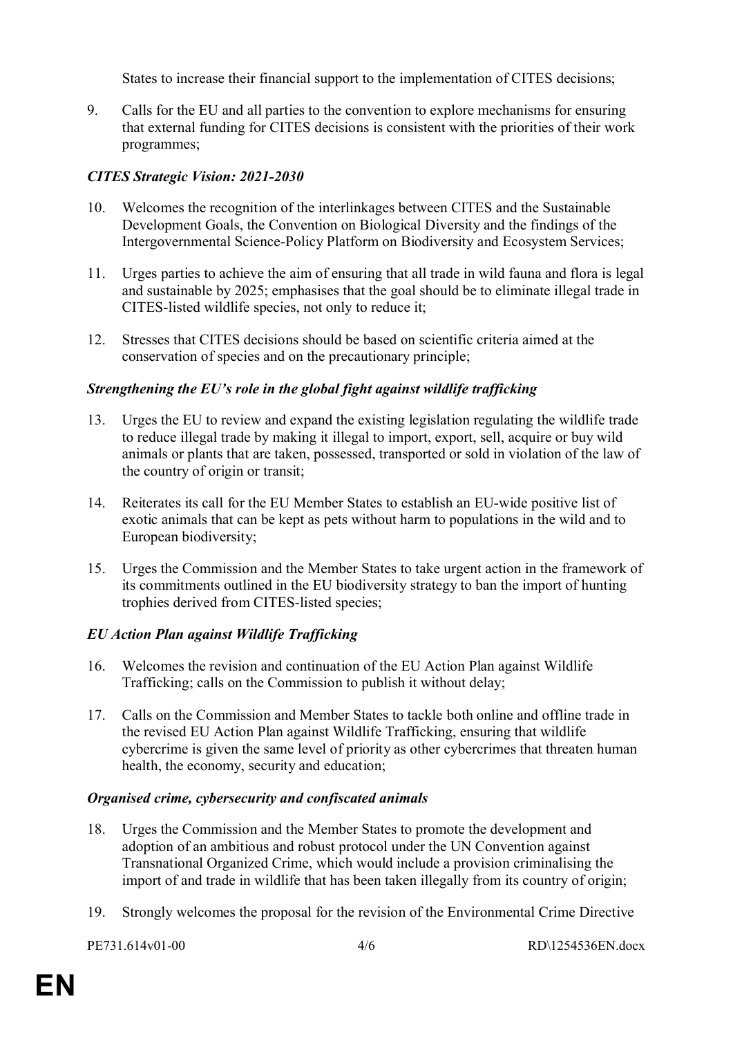States to increase their financial support to the implementation of CITES decisions;

9. Calls for the EU and all parties to the convention to explore mechanisms for ensuring that external funding for CITES decisions is consistent with the priorities of their work programmes;

***CITES Strategic Vision: 2021-2030***

10. Welcomes the recognition of the interlinkages between CITES and the Sustainable Development Goals, the Convention on Biological Diversity and the findings of the Intergovernmental Science-Policy Platform on Biodiversity and Ecosystem Services;

11. Urges parties to achieve the aim of ensuring that all trade in wild fauna and flora is legal and sustainable by 2025; emphasises that the goal should be to eliminate illegal trade in CITES-listed wildlife species, not only to reduce it;

12. Stresses that CITES decisions should be based on scientific criteria aimed at the conservation of species and on the precautionary principle;

***Strengthening the EU's role in the global fight against wildlife trafficking***

13. Urges the EU to review and expand the existing legislation regulating the wildlife trade to reduce illegal trade by making it illegal to import, export, sell, acquire or buy wild animals or plants that are taken, possessed, transported or sold in violation of the law of the country of origin or transit;

14. Reiterates its call for the EU Member States to establish an EU-wide positive list of exotic animals that can be kept as pets without harm to populations in the wild and to European biodiversity;

15. Urges the Commission and the Member States to take urgent action in the framework of its commitments outlined in the EU biodiversity strategy to ban the import of hunting trophies derived from CITES-listed species;

***EU Action Plan against Wildlife Trafficking***

16. Welcomes the revision and continuation of the EU Action Plan against Wildlife Trafficking; calls on the Commission to publish it without delay;

17. Calls on the Commission and Member States to tackle both online and offline trade in the revised EU Action Plan against Wildlife Trafficking, ensuring that wildlife cybercrime is given the same level of priority as other cybercrimes that threaten human health, the economy, security and education;

***Organised crime, cybersecurity and confiscated animals***

18. Urges the Commission and the Member States to promote the development and adoption of an ambitious and robust protocol under the UN Convention against Transnational Organized Crime, which would include a provision criminalising the import of and trade in wildlife that has been taken illegally from its country of origin;

19. Strongly welcomes the proposal for the revision of the Environmental Crime Directive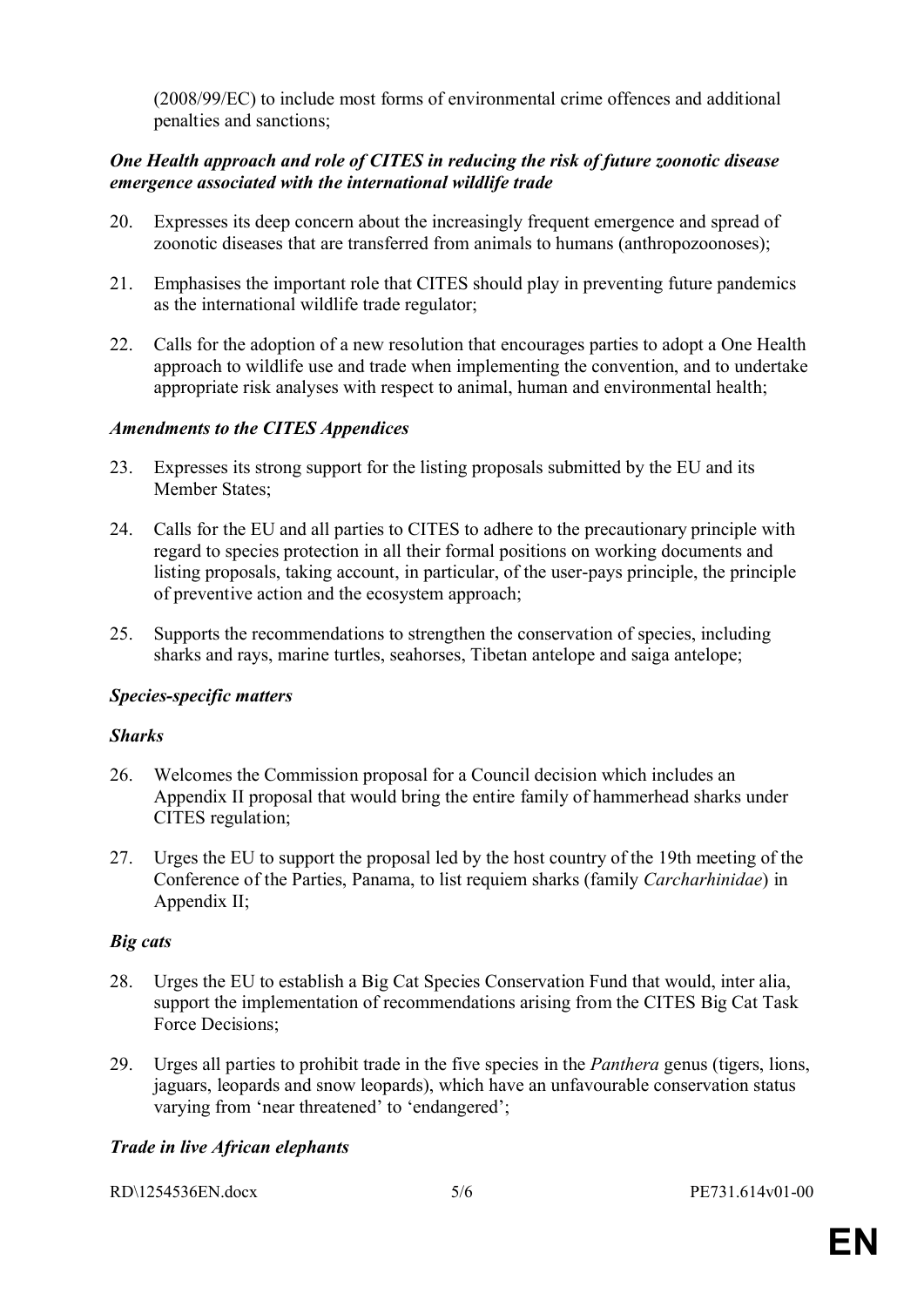(2008/99/EC) to include most forms of environmental crime offences and additional penalties and sanctions;

***One Health approach and role of CITES in reducing the risk of future zoonotic disease emergence associated with the international wildlife trade***

20. Expresses its deep concern about the increasingly frequent emergence and spread of zoonotic diseases that are transferred from animals to humans (anthropozoonoses);

21. Emphasises the important role that CITES should play in preventing future pandemics as the international wildlife trade regulator;

22. Calls for the adoption of a new resolution that encourages parties to adopt a One Health approach to wildlife use and trade when implementing the convention, and to undertake appropriate risk analyses with respect to animal, human and environmental health;

***Amendments to the CITES Appendices***

23. Expresses its strong support for the listing proposals submitted by the EU and its Member States;

24. Calls for the EU and all parties to CITES to adhere to the precautionary principle with regard to species protection in all their formal positions on working documents and listing proposals, taking account, in particular, of the user-pays principle, the principle of preventive action and the ecosystem approach;

25. Supports the recommendations to strengthen the conservation of species, including sharks and rays, marine turtles, seahorses, Tibetan antelope and saiga antelope;

***Species-specific matters***

***Sharks***

26. Welcomes the Commission proposal for a Council decision which includes an Appendix II proposal that would bring the entire family of hammerhead sharks under CITES regulation;

27. Urges the EU to support the proposal led by the host country of the 19th meeting of the Conference of the Parties, Panama, to list requiem sharks (family *Carcharhinidae*) in Appendix II;

***Big cats***

28. Urges the EU to establish a Big Cat Species Conservation Fund that would, inter alia, support the implementation of recommendations arising from the CITES Big Cat Task Force Decisions;

29. Urges all parties to prohibit trade in the five species in the *Panthera* genus (tigers, lions, jaguars, leopards and snow leopards), which have an unfavourable conservation status varying from 'near threatened' to 'endangered';

***Trade in live African elephants***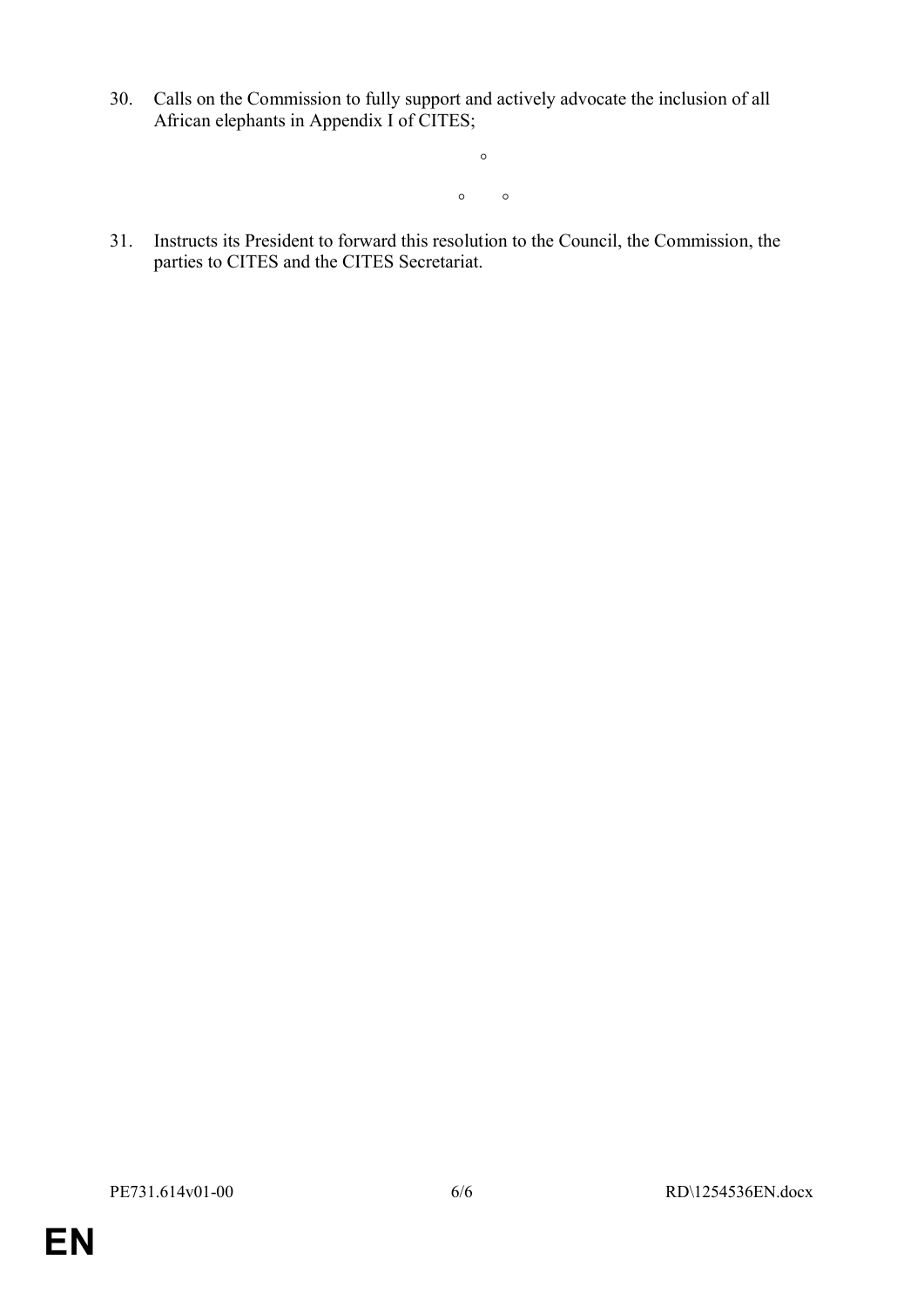30. Calls on the Commission to fully support and actively advocate the inclusion of all African elephants in Appendix I of CITES;

°

° °

31. Instructs its President to forward this resolution to the Council, the Commission, the parties to CITES and the CITES Secretariat.